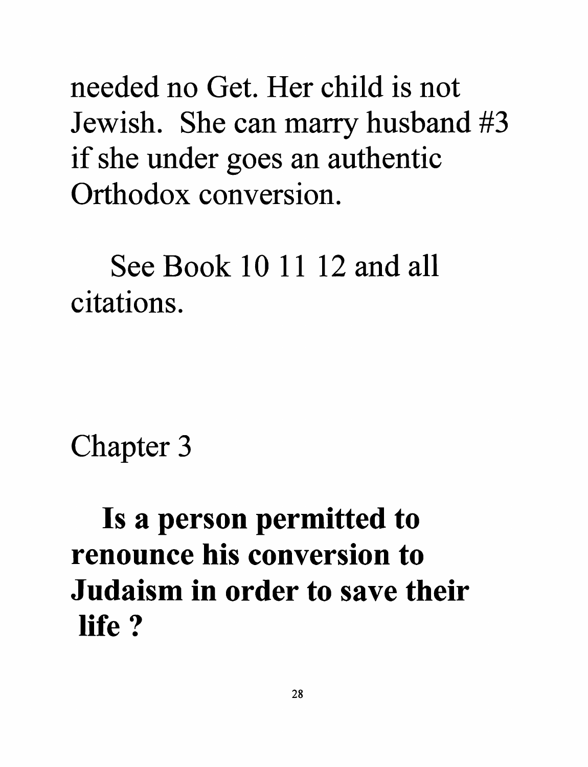needed no Get. Her child is not Jewish. She can marry husband #3 if she under goes an authentic Orthodox conversion.

See Book 10 11 12 and all citations.

Chapter 3

## Is a person permitted to renounce his conversion to Judaism in order to save their life ?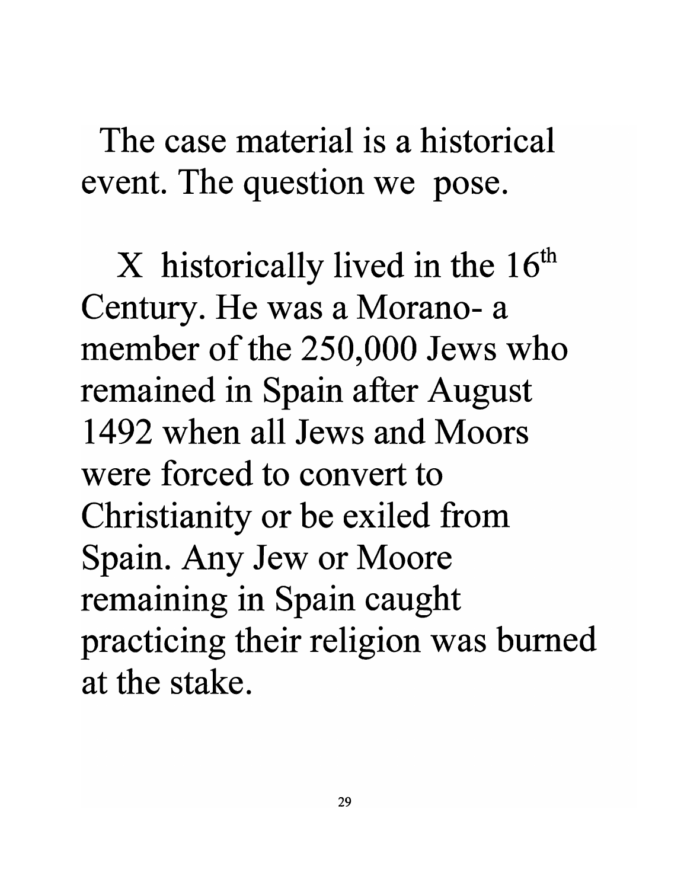The case material is a historical event. The question we pose.

X historically lived in the 16th Century. He was a Morano- a member of the 250,000 Jews who remained in Spain after August 1492 when all Jews and Moors were forced to convert to Christianity or be exiled from Spain. Any Jew or Moore remaining in Spain caught practicing their religion was burned at the stake.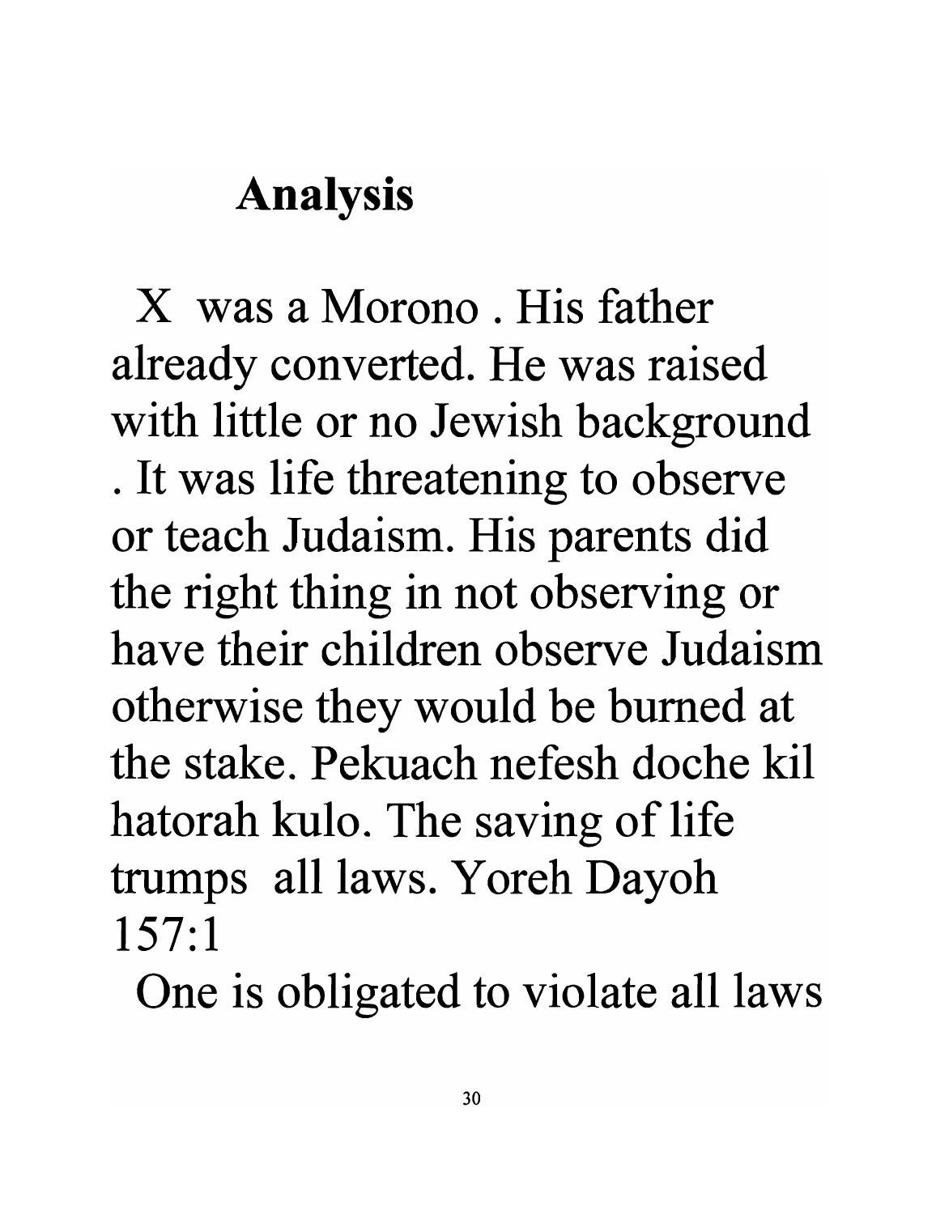## Analysis

X was a Morono . His father already converted. He was raised with little or no Jewish background . It was life threatening to observe or teach Judaism. His parents did the right thing in not observing or have their children observe Judaism otherwise they would be burned at the stake. Pekuach nefesh doche kil hatorah kulo. The saving of life trumps all laws. Yoreh Dayoh 157:1

One is obligated to violate all laws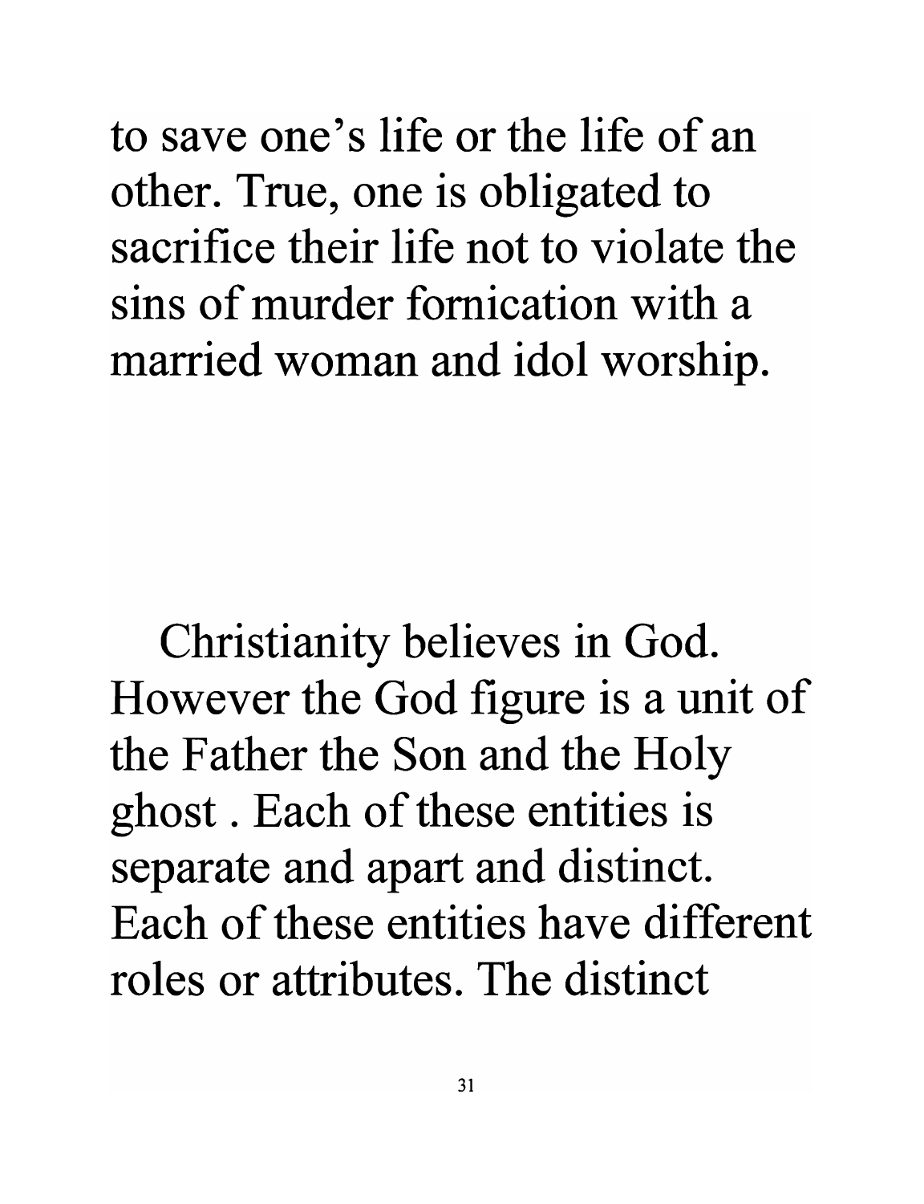to save one's life or the life of an other. True, one is obligated to sacrifice their life not to violate the sins of murder fornication with a married woman and idol worship.

Christianity believes in God. However the God figure is a unit of the Father the Son and the Holy ghost . Each of these entities is separate and apart and distinct. Each of these entities have different roles or attributes. The distinct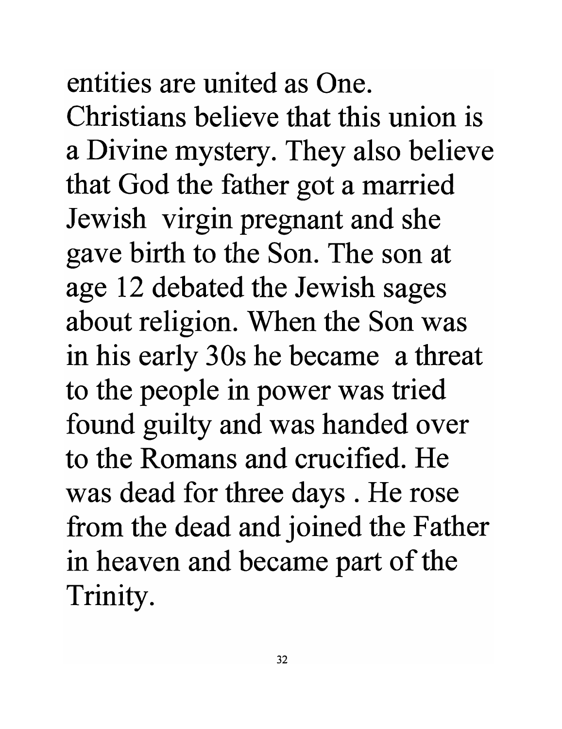entities are united as One. Christians believe that this union is a Divine mystery. They also believe that God the father got a married Jewish virgin pregnant and she gave birth to the Son. The son at age 12 debated the Jewish sages about religion. When the Son was in his early 30s he became a threat to the people in power was tried found guilty and was handed over to the Romans and crucified. He was dead for three days . He rose from the dead and joined the Father in heaven and became part of the Trinity.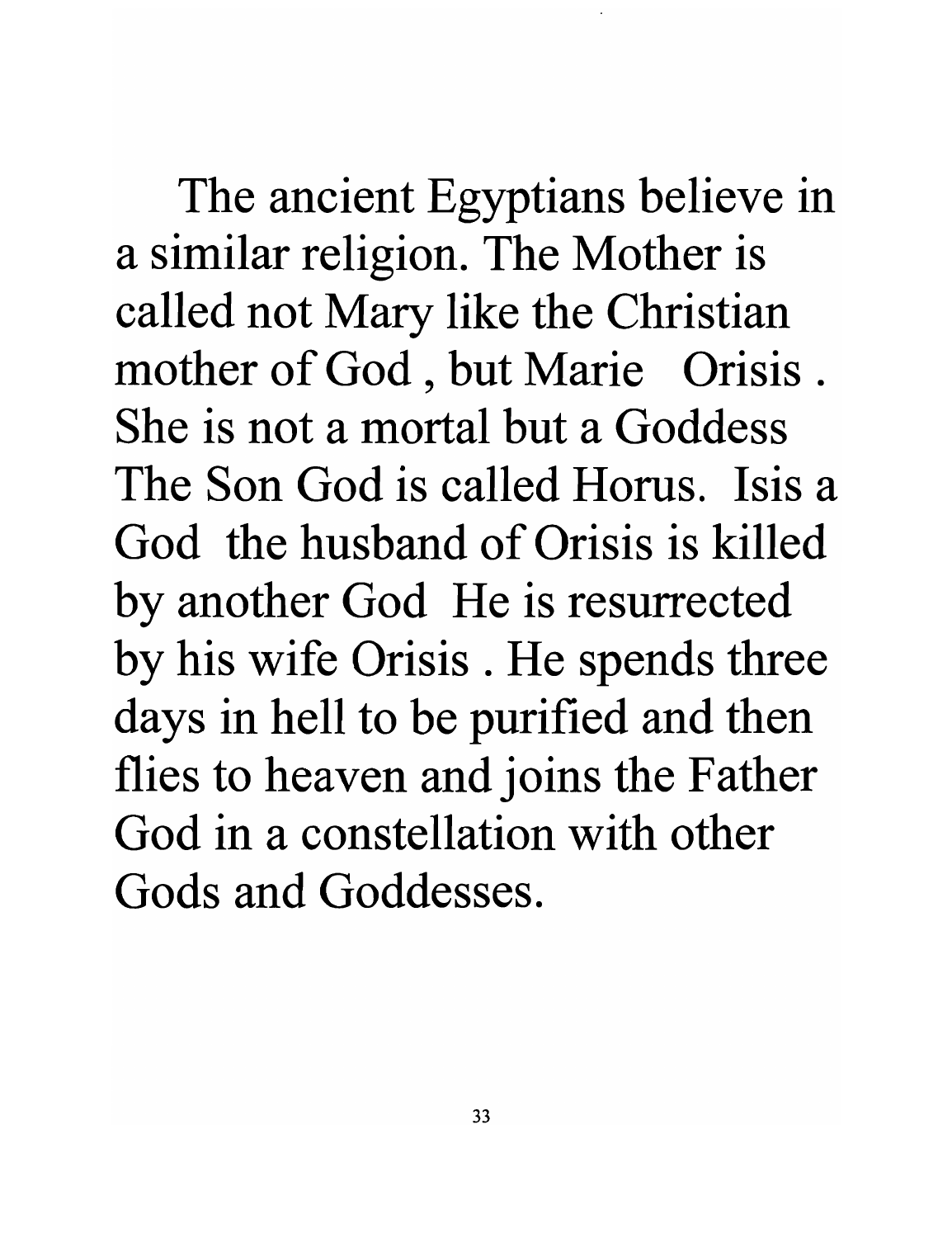The ancient Egyptians believe in a similar religion. The Mother is called not Mary like the Christian mother of God , but Marie Orisis . She is not a mortal but a Goddess The Son God is called Horus. Isis a God the husband of Orisis is killed by another God He is resurrected by his wife Orisis . He spends three days in hell to be purified and then flies to heaven and joins the Father God in a constellation with other Gods and Goddesses.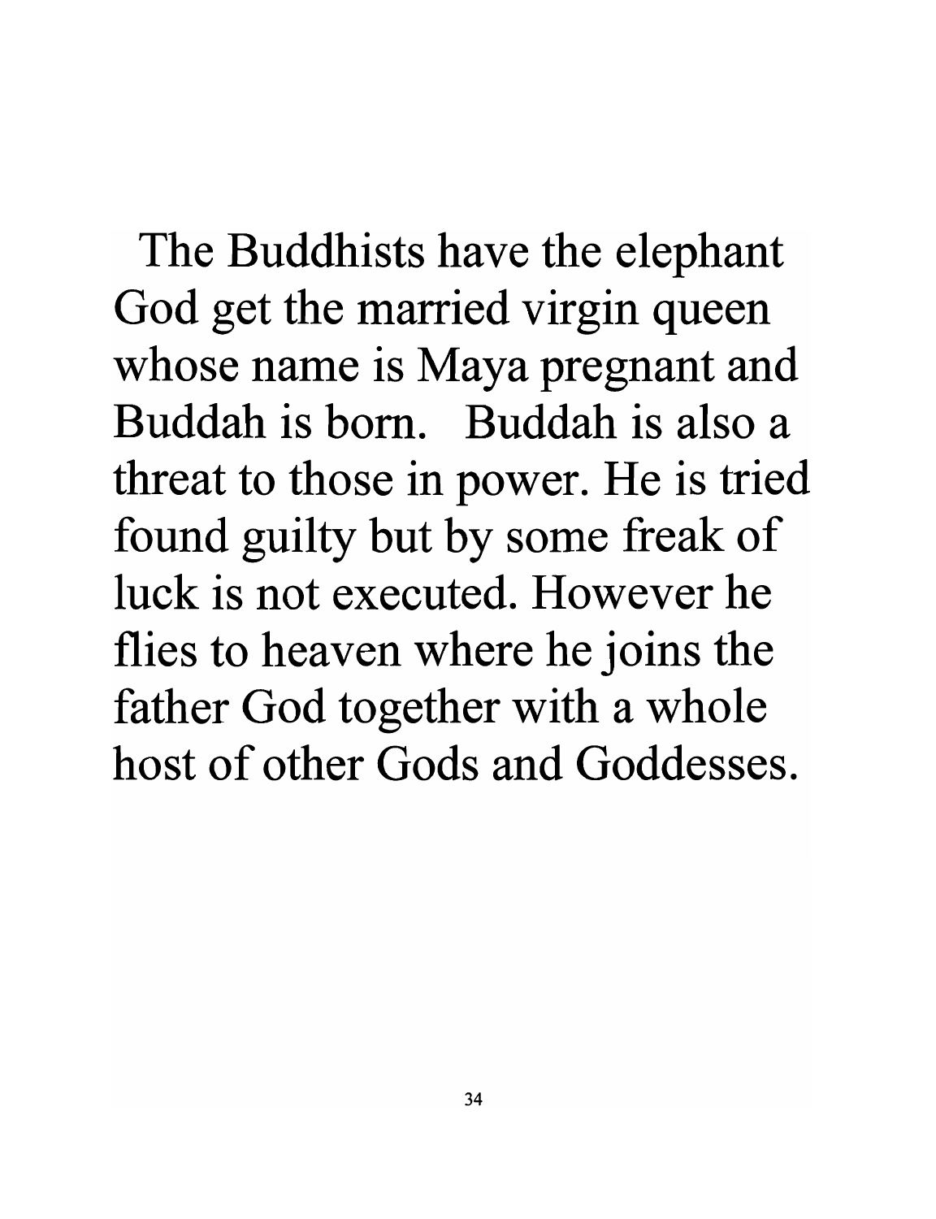The Buddhists have the elephant God get the married virgin queen whose name is Maya pregnant and Buddah is born. Buddah is also a threat to those in power. He is tried found guilty but by some freak of luck is not executed. However he flies to heaven where he joins the father God together with a whole host of other Gods and Goddesses.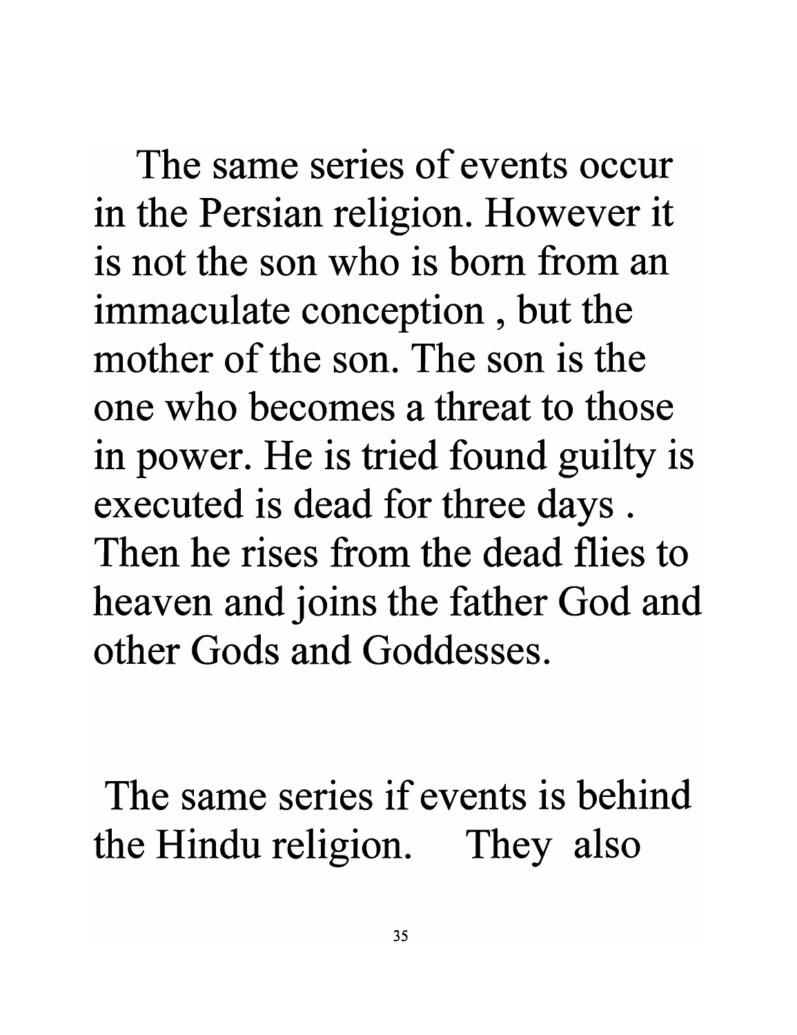The same series of events occur in the Persian religion. However it is not the son who is born from an immaculate conception , but the mother of the son. The son is the one who becomes a threat to those in power. He is tried found guilty is executed is dead for three days . Then he rises from the dead flies to heaven and joins the father God and other Gods and Goddesses.

The same series if events is behind the Hindu religion.    They also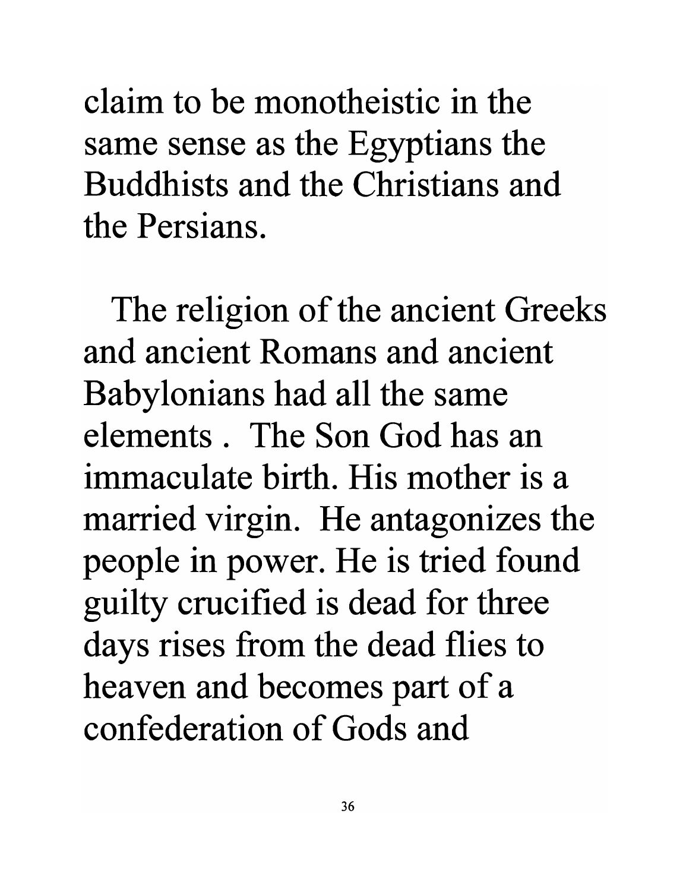claim to be monotheistic in the same sense as the Egyptians the Buddhists and the Christians and the Persians.

The religion of the ancient Greeks and ancient Romans and ancient Babylonians had all the same elements . The Son God has an immaculate birth. His mother is a married virgin. He antagonizes the people in power. He is tried found guilty crucified is dead for three days rises from the dead flies to heaven and becomes part of a confederation of Gods and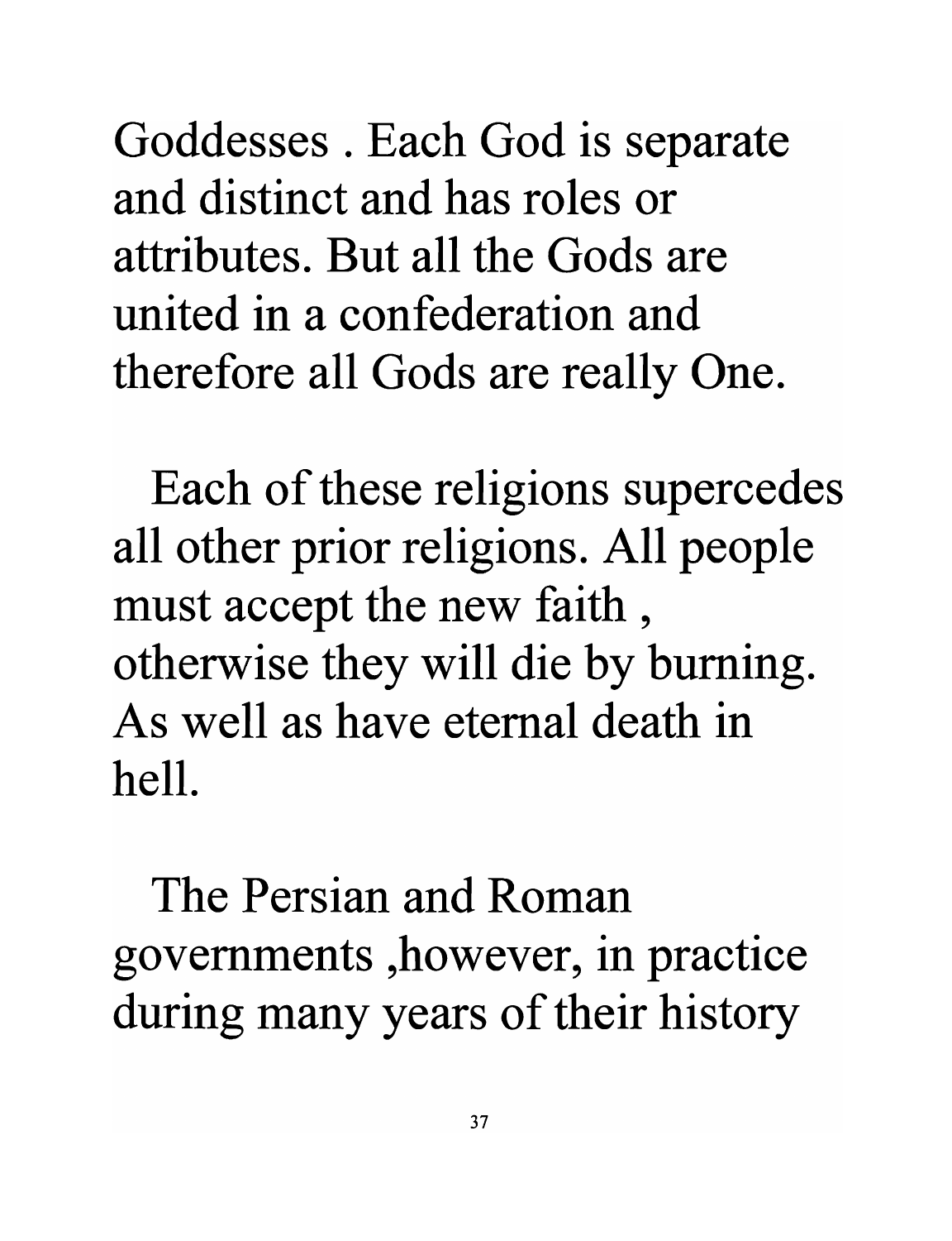Goddesses . Each God is separate and distinct and has roles or attributes. But all the Gods are united in a confederation and therefore all Gods are really One.

Each of these religions supercedes all other prior religions. All people must accept the new faith , otherwise they will die by burning. As well as have eternal death in hell.

The Persian and Roman governments ,however, in practice during many years of their history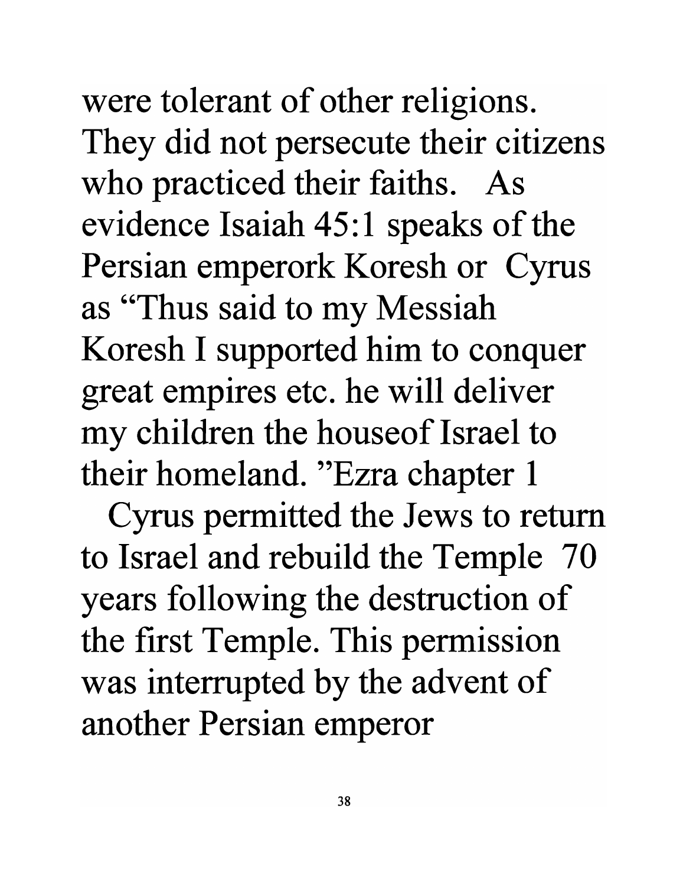were tolerant of other religions. They did not persecute their citizens who practiced their faiths. As evidence Isaiah 45:1 speaks of the Persian emperork Koresh or Cyrus as "Thus said to my Messiah Koresh I supported him to conquer great empires etc. he will deliver my children the houseof Israel to their homeland. "Ezra chapter 1

Cyrus permitted the Jews to return to Israel and rebuild the Temple 70 years following the destruction of the first Temple. This permission was interrupted by the advent of another Persian emperor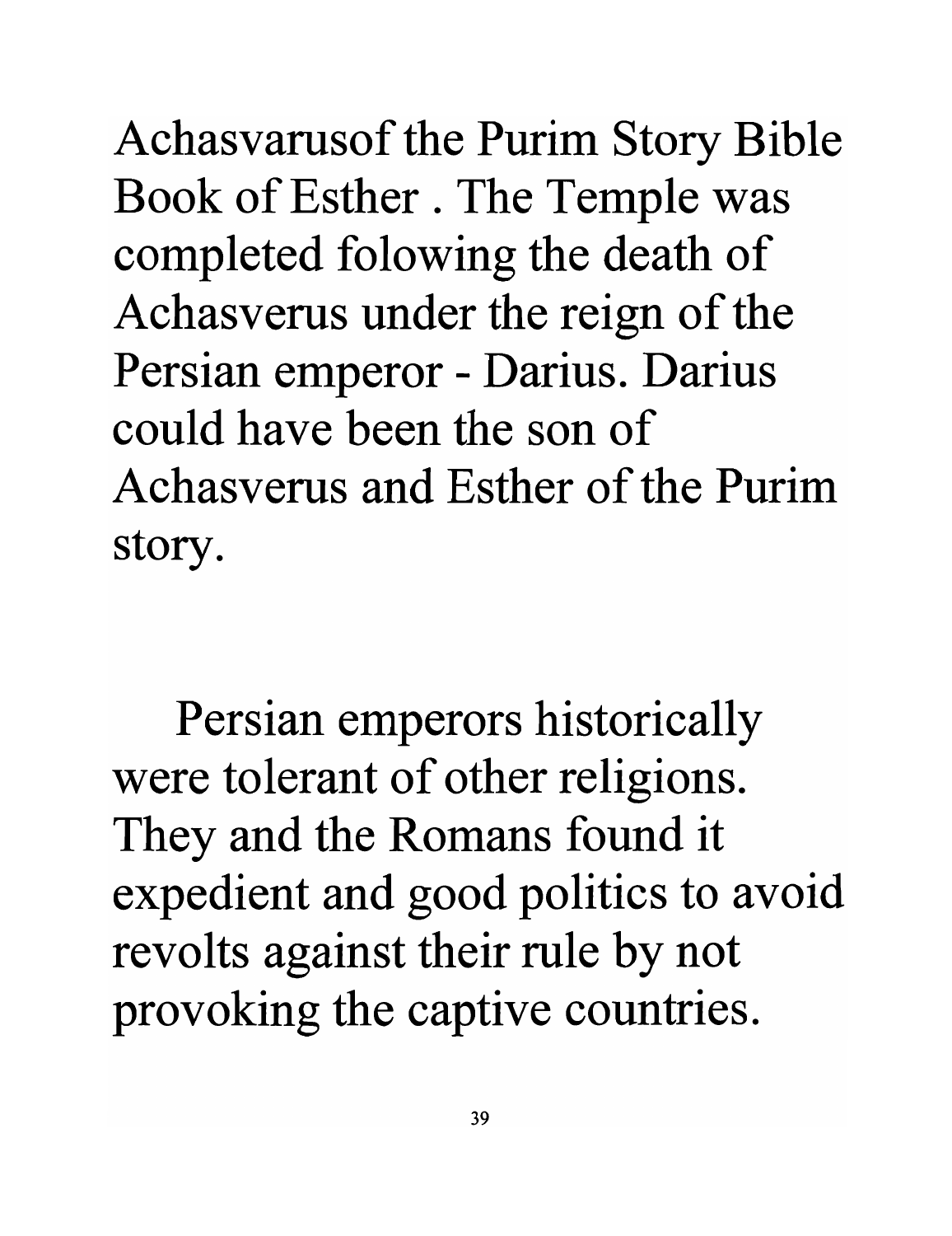Achasvarusof the Purim Story Bible Book of Esther . The Temple was completed folowing the death of Achasverus under the reign of the Persian emperor - Darius. Darius could have been the son of Achasverus and Esther of the Purim story.

Persian emperors historically were tolerant of other religions. They and the Romans found it expedient and good politics to avoid revolts against their rule by not provoking the captive countries.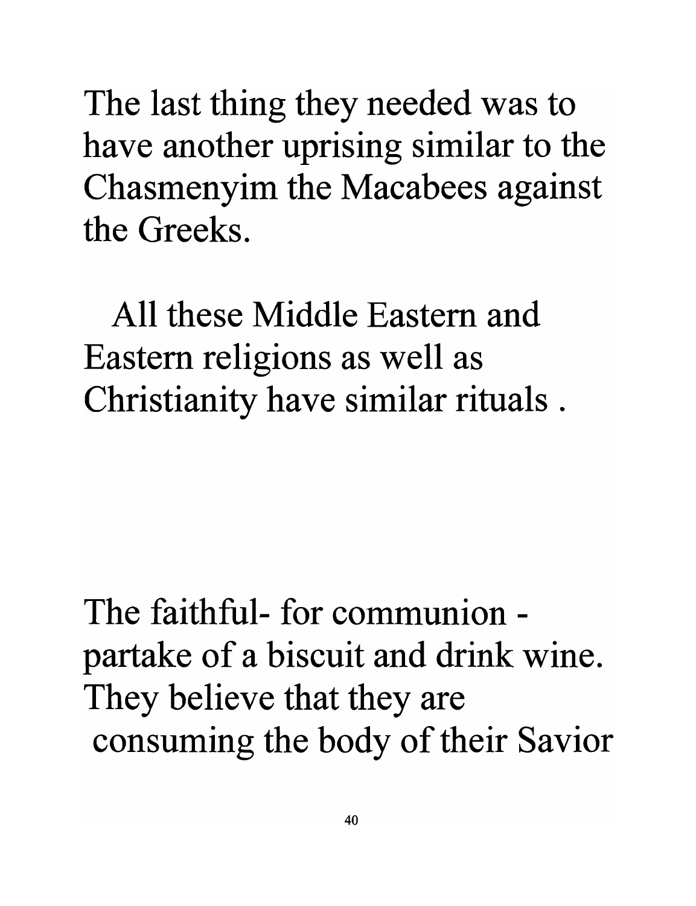The last thing they needed was to have another uprising similar to the Chasmenyim the Macabees against the Greeks.

All these Middle Eastern and Eastern religions as well as Christianity have similar rituals .

The faithful- for communion - partake of a biscuit and drink wine. They believe that they are consuming the body of their Savior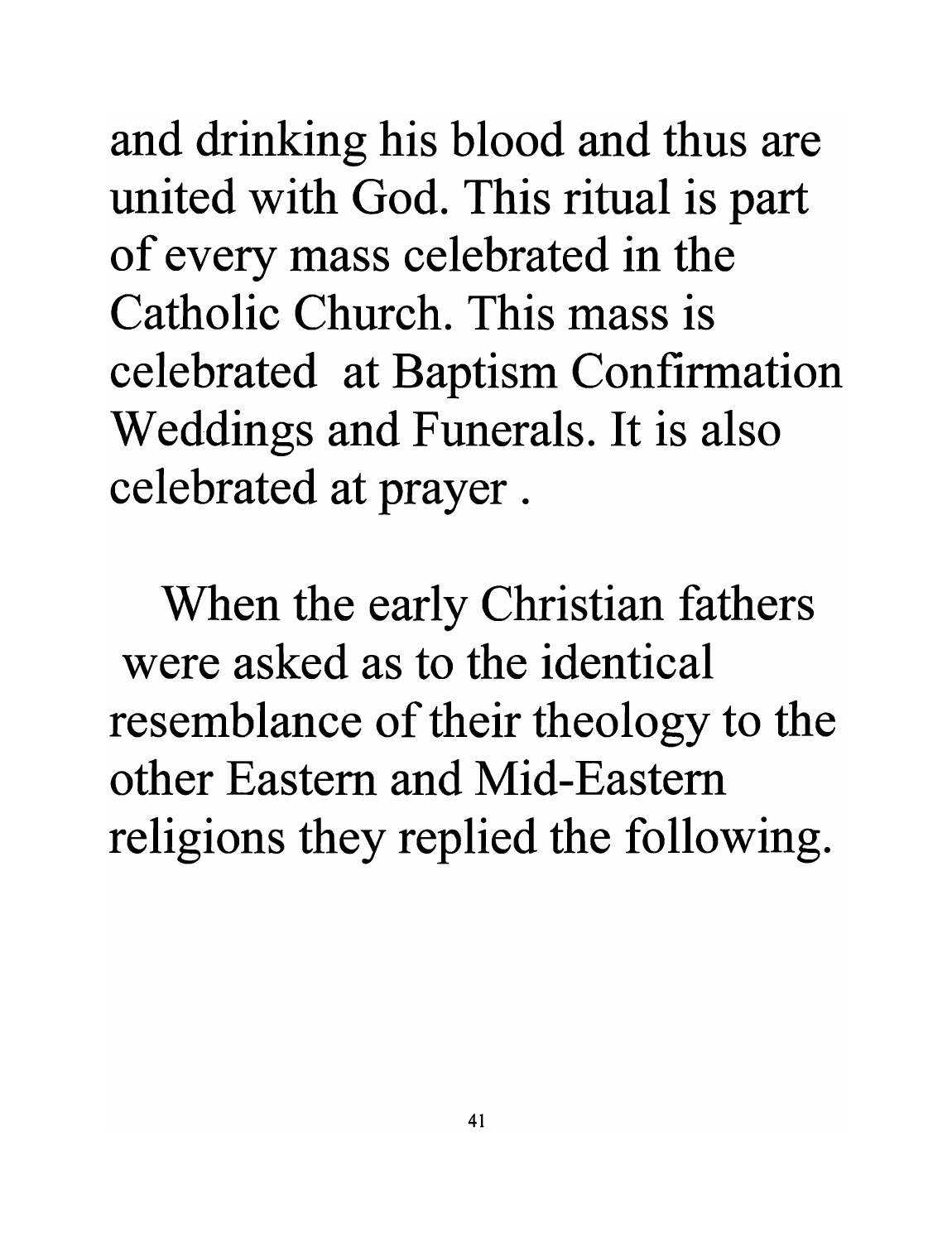and drinking his blood and thus are united with God. This ritual is part of every mass celebrated in the Catholic Church. This mass is celebrated at Baptism Confirmation Weddings and Funerals. It is also celebrated at prayer .

When the early Christian fathers were asked as to the identical resemblance of their theology to the other Eastern and Mid-Eastern religions they replied the following.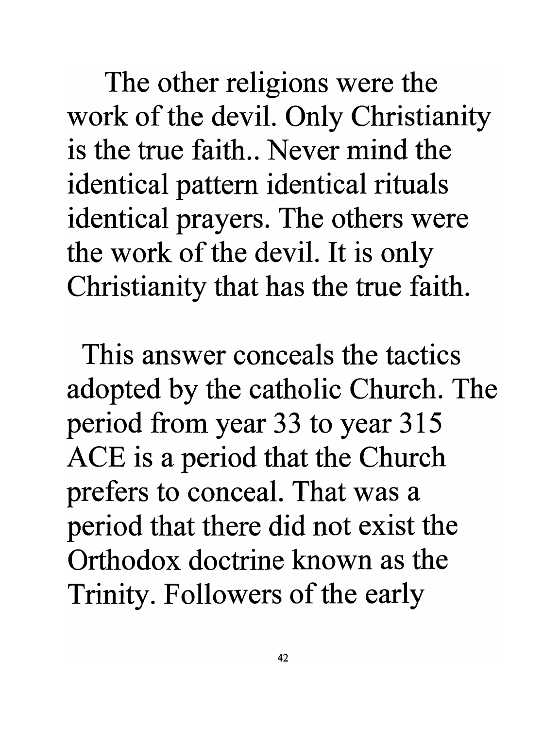The other religions were the work of the devil. Only Christianity is the true faith.. Never mind the identical pattern identical rituals identical prayers. The others were the work of the devil. It is only Christianity that has the true faith.

This answer conceals the tactics adopted by the catholic Church. The period from year 33 to year 315 ACE is a period that the Church prefers to conceal. That was a period that there did not exist the Orthodox doctrine known as the Trinity. Followers of the early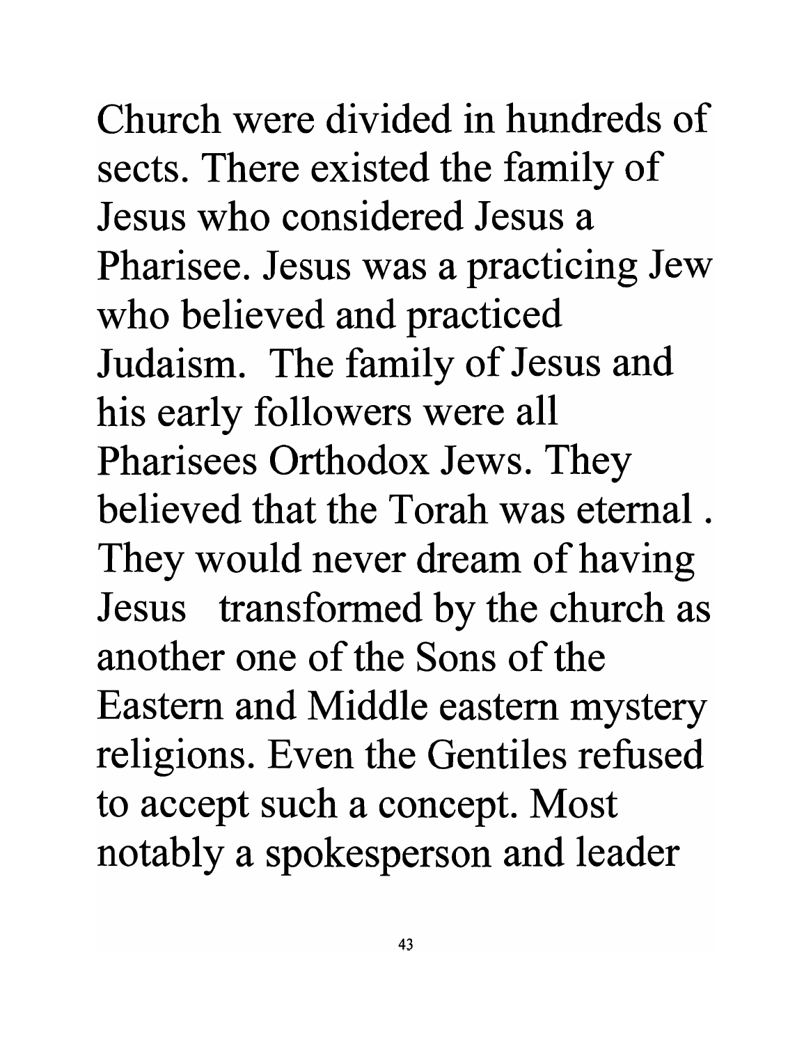Church were divided in hundreds of sects. There existed the family of Jesus who considered Jesus a Pharisee. Jesus was a practicing Jew who believed and practiced Judaism. The family of Jesus and his early followers were all Pharisees Orthodox Jews. They believed that the Torah was eternal . They would never dream of having Jesus transformed by the church as another one of the Sons of the Eastern and Middle eastern mystery religions. Even the Gentiles refused to accept such a concept. Most notably a spokesperson and leader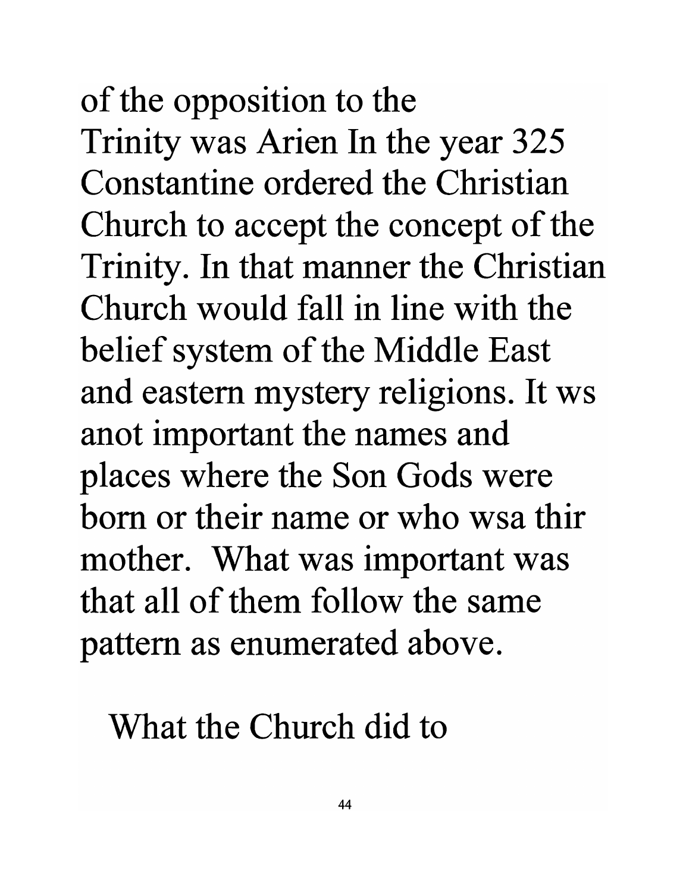of the opposition to the Trinity was Arien In the year 325 Constantine ordered the Christian Church to accept the concept of the Trinity. In that manner the Christian Church would fall in line with the belief system of the Middle East and eastern mystery religions. It ws anot important the names and places where the Son Gods were born or their name or who wsa thir mother. What was important was that all of them follow the same pattern as enumerated above.

What the Church did to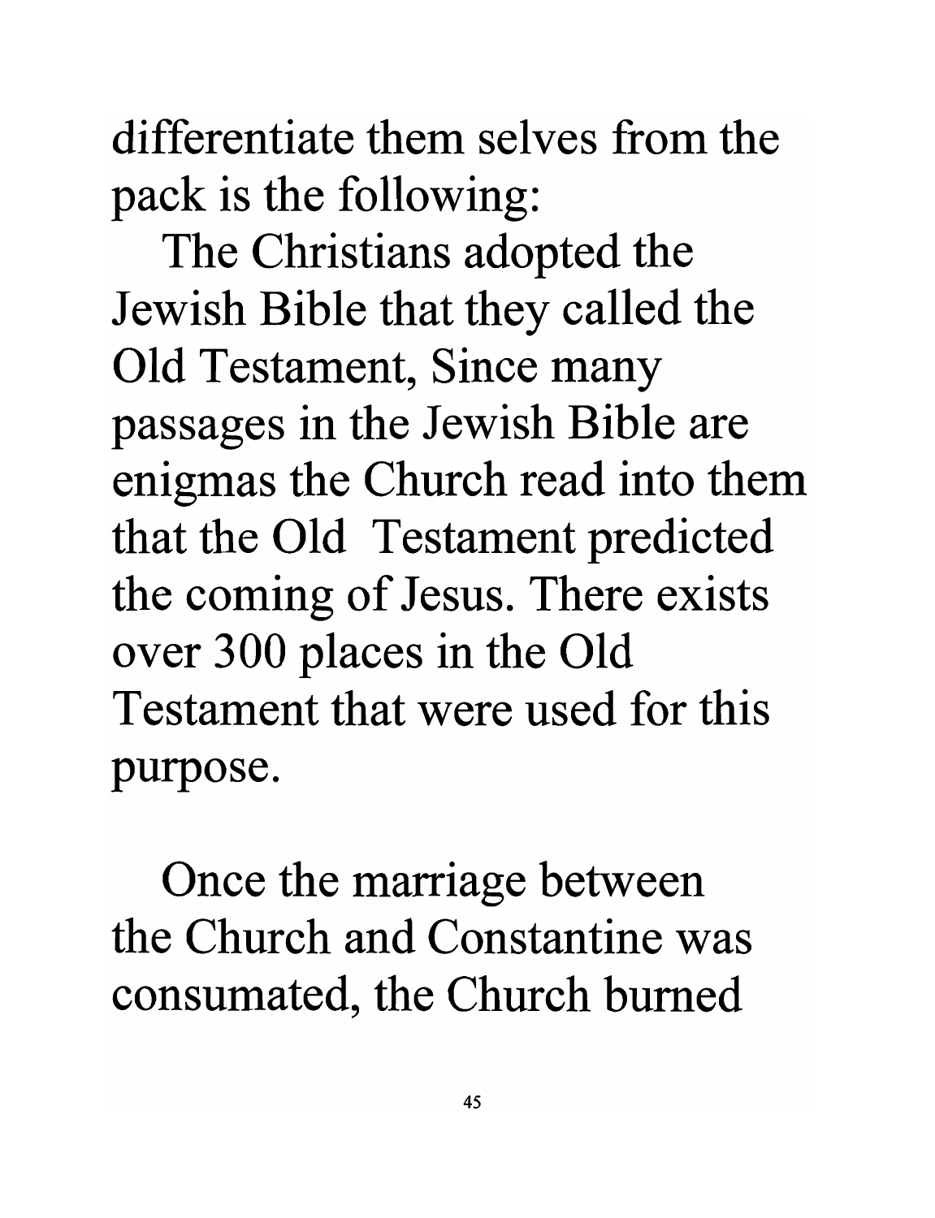differentiate them selves from the pack is the following:

The Christians adopted the Jewish Bible that they called the Old Testament, Since many passages in the Jewish Bible are enigmas the Church read into them that the Old Testament predicted the coming of Jesus. There exists over 300 places in the Old Testament that were used for this purpose.

Once the marriage between the Church and Constantine was consumated, the Church burned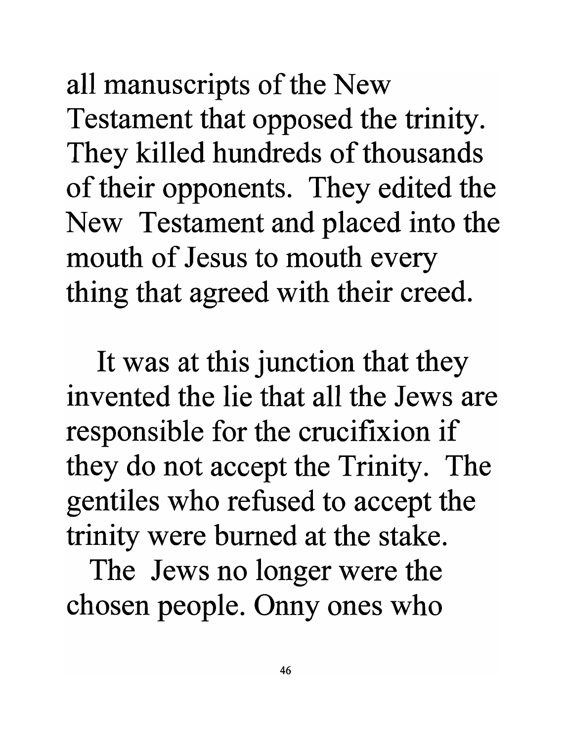all manuscripts of the New Testament that opposed the trinity. They killed hundreds of thousands of their opponents. They edited the New Testament and placed into the mouth of Jesus to mouth every thing that agreed with their creed.

It was at this junction that they invented the lie that all the Jews are responsible for the crucifixion if they do not accept the Trinity. The gentiles who refused to accept the trinity were burned at the stake.

The Jews no longer were the chosen people. Onny ones who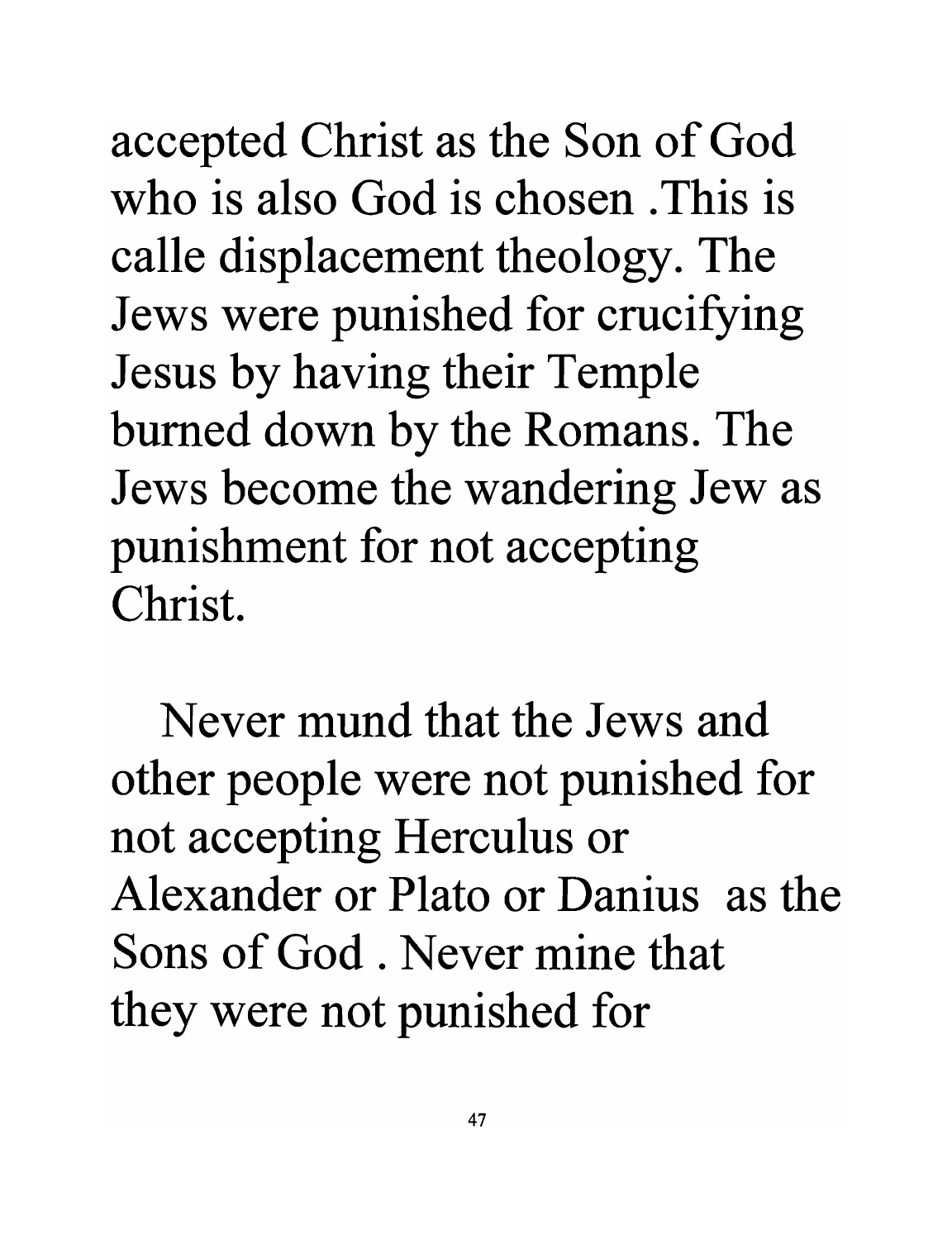accepted Christ as the Son of God who is also God is chosen .This is calle displacement theology. The Jews were punished for crucifying Jesus by having their Temple burned down by the Romans. The Jews become the wandering Jew as punishment for not accepting Christ.

Never mund that the Jews and other people were not punished for not accepting Herculus or Alexander or Plato or Danius as the Sons of God . Never mine that they were not punished for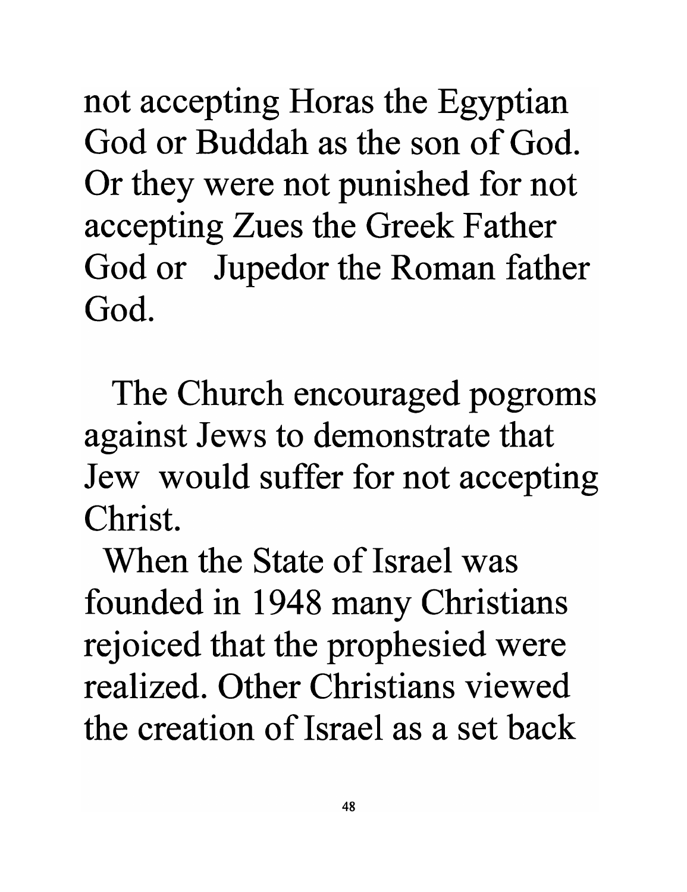not accepting Horas the Egyptian God or Buddah as the son of God. Or they were not punished for not accepting Zues the Greek Father God or Jupedor the Roman father God.

The Church encouraged pogroms against Jews to demonstrate that Jew would suffer for not accepting Christ.

When the State of Israel was founded in 1948 many Christians rejoiced that the prophesied were realized. Other Christians viewed the creation of Israel as a set back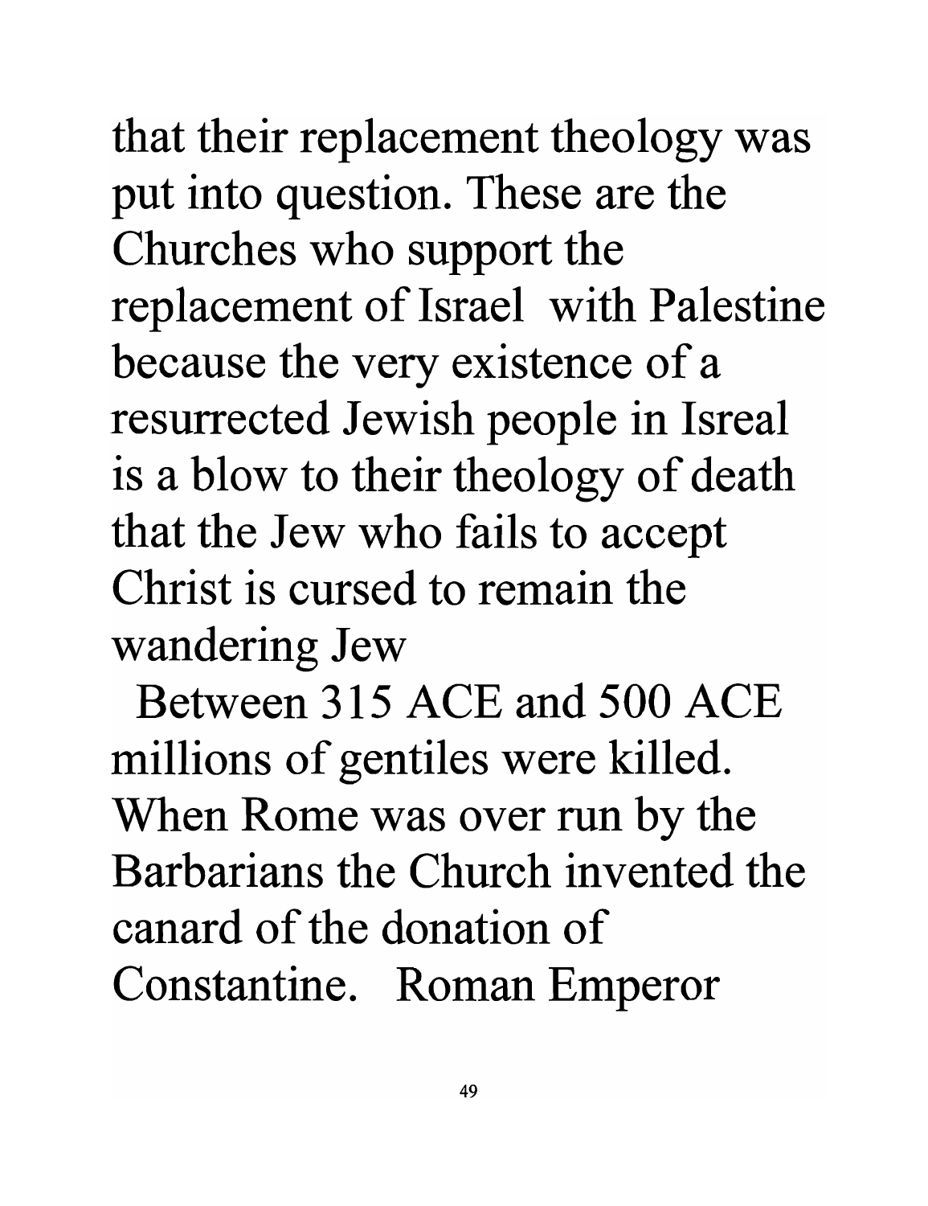that their replacement theology was put into question. These are the Churches who support the replacement of Israel with Palestine because the very existence of a resurrected Jewish people in Isreal is a blow to their theology of death that the Jew who fails to accept Christ is cursed to remain the wandering Jew

Between 315 ACE and 500 ACE millions of gentiles were killed. When Rome was over run by the Barbarians the Church invented the canard of the donation of Constantine. Roman Emperor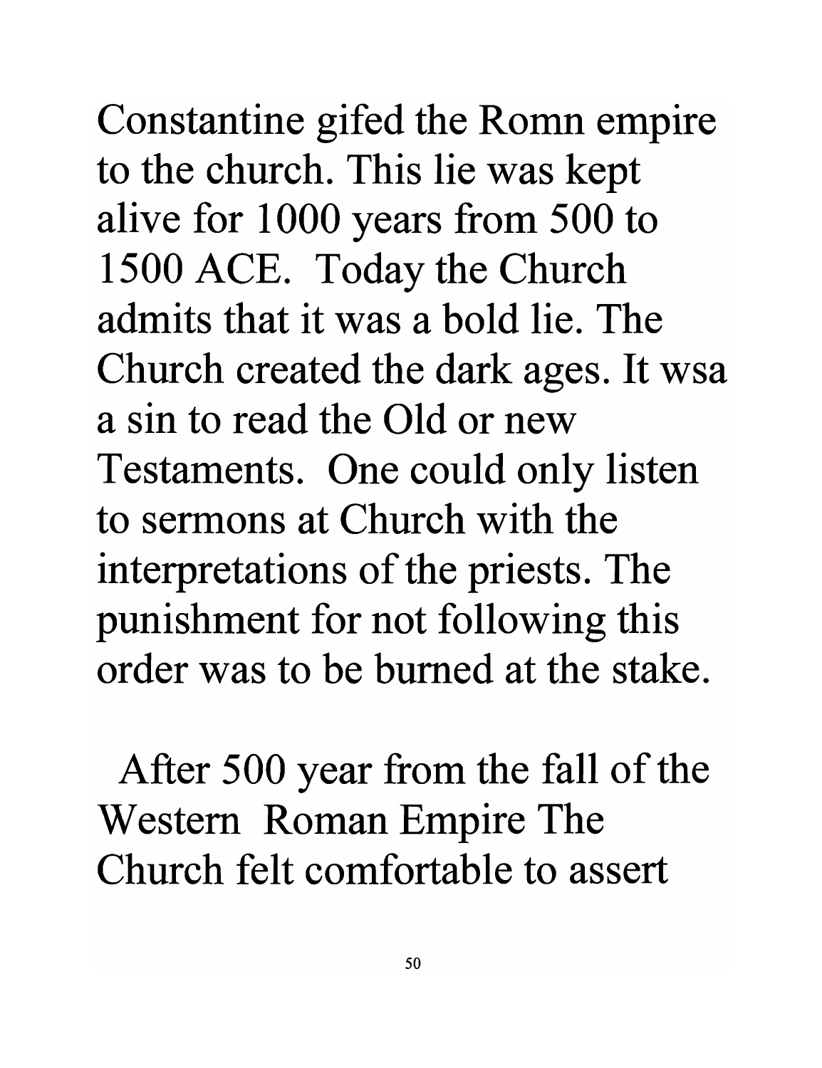Constantine gifed the Romn empire to the church. This lie was kept alive for 1000 years from 500 to 1500 ACE. Today the Church admits that it was a bold lie. The Church created the dark ages. It wsa a sin to read the Old or new Testaments. One could only listen to sermons at Church with the interpretations of the priests. The punishment for not following this order was to be burned at the stake.

After 500 year from the fall of the Western Roman Empire The Church felt comfortable to assert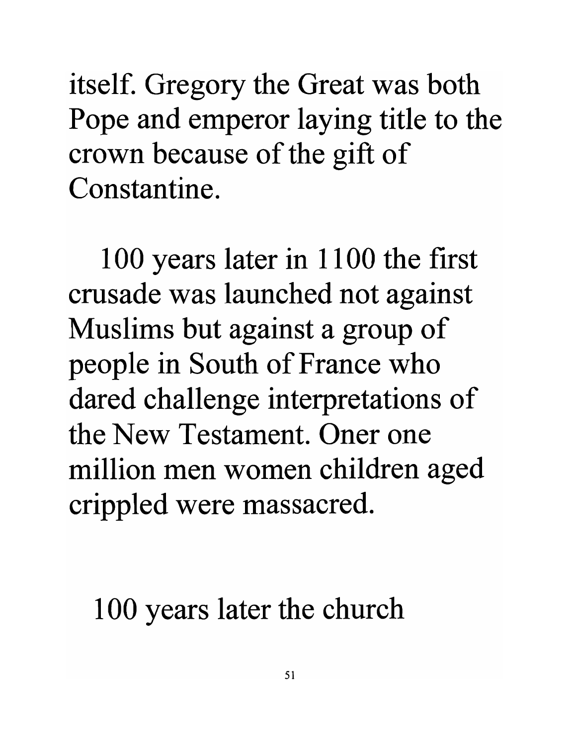itself. Gregory the Great was both Pope and emperor laying title to the crown because of the gift of Constantine.

100 years later in 1100 the first crusade was launched not against Muslims but against a group of people in South of France who dared challenge interpretations of the New Testament. Oner one million men women children aged crippled were massacred.

100 years later the church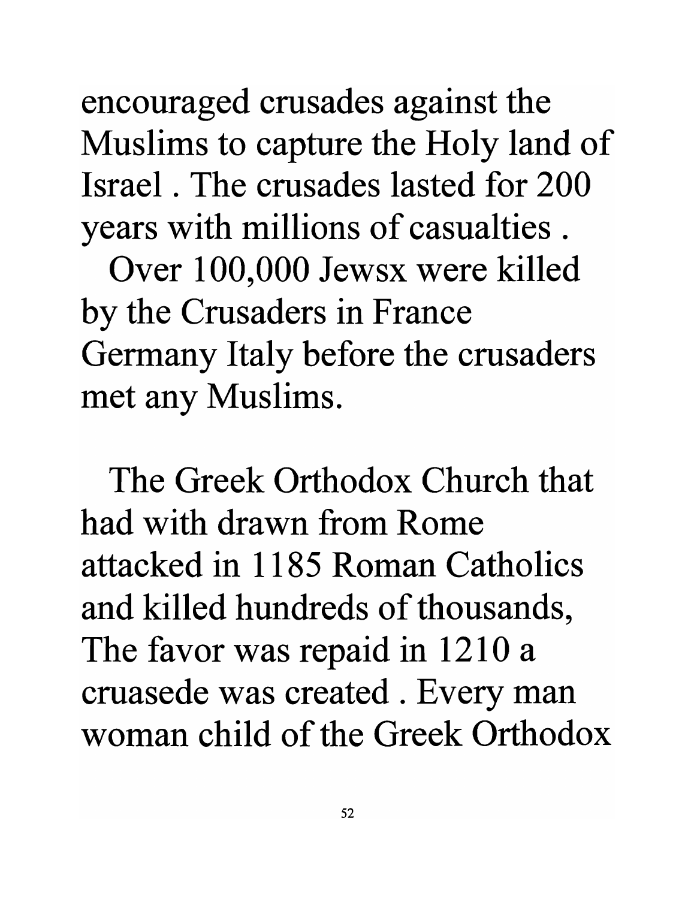encouraged crusades against the Muslims to capture the Holy land of Israel . The crusades lasted for 200 years with millions of casualties .

Over 100,000 Jewsx were killed by the Crusaders in France Germany Italy before the crusaders met any Muslims.

The Greek Orthodox Church that had with drawn from Rome attacked in 1185 Roman Catholics and killed hundreds of thousands, The favor was repaid in 1210 a cruasede was created . Every man woman child of the Greek Orthodox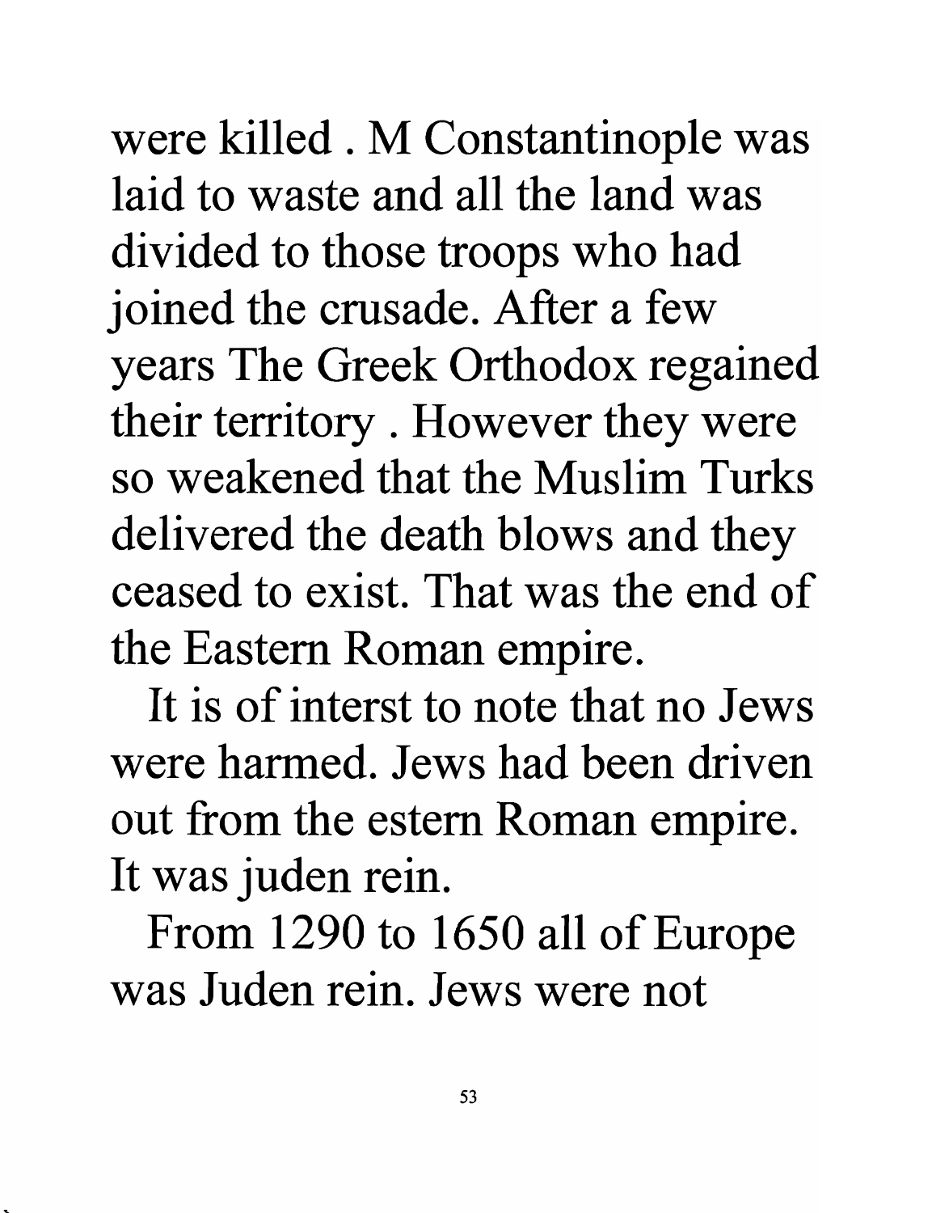were killed . M Constantinople was laid to waste and all the land was divided to those troops who had joined the crusade. After a few years The Greek Orthodox regained their territory . However they were so weakened that the Muslim Turks delivered the death blows and they ceased to exist. That was the end of the Eastern Roman empire.

It is of interst to note that no Jews were harmed. Jews had been driven out from the estern Roman empire. It was juden rein.

From 1290 to 1650 all of Europe was Juden rein. Jews were not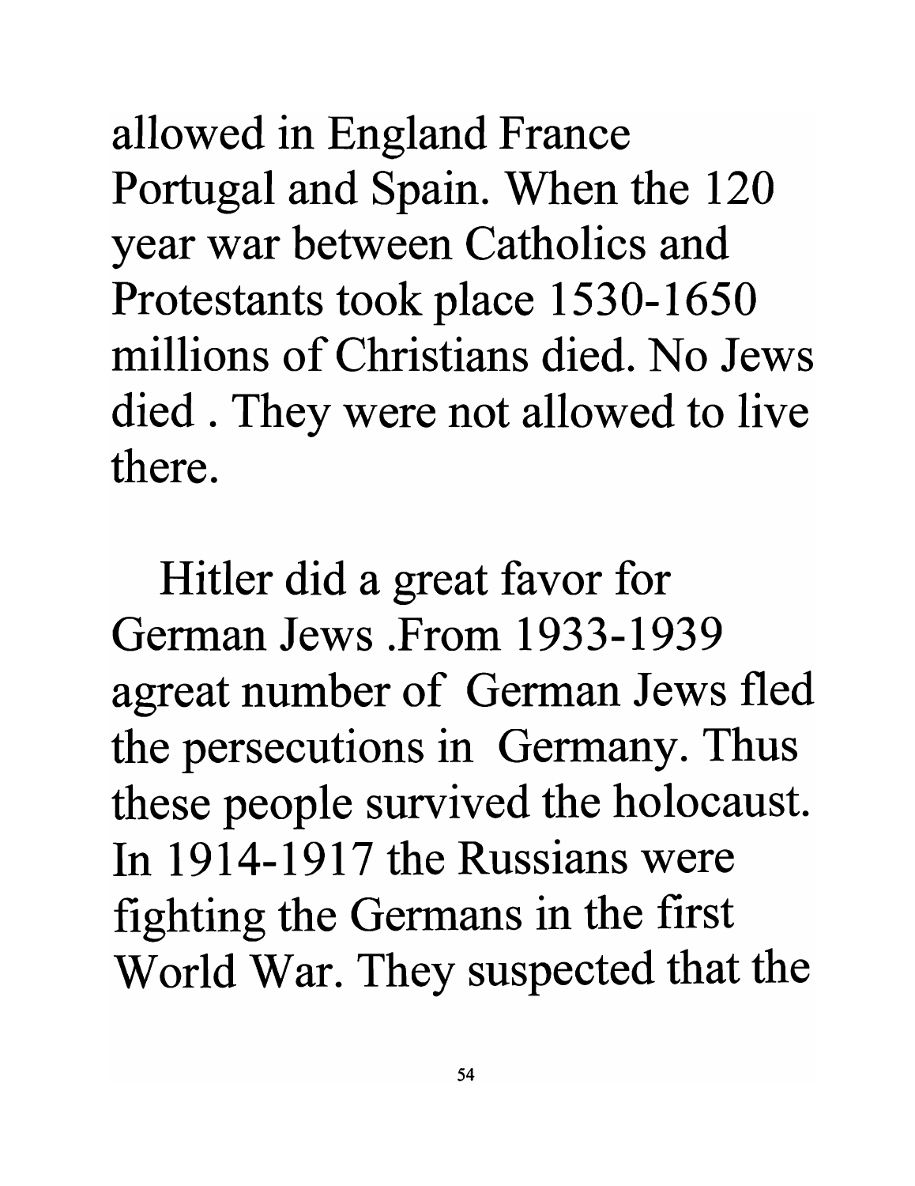allowed in England France Portugal and Spain. When the 120 year war between Catholics and Protestants took place 1530-1650 millions of Christians died. No Jews died . They were not allowed to live there.

Hitler did a great favor for German Jews .From 1933-1939 agreat number of German Jews fled the persecutions in Germany. Thus these people survived the holocaust. In 1914-1917 the Russians were fighting the Germans in the first World War. They suspected that the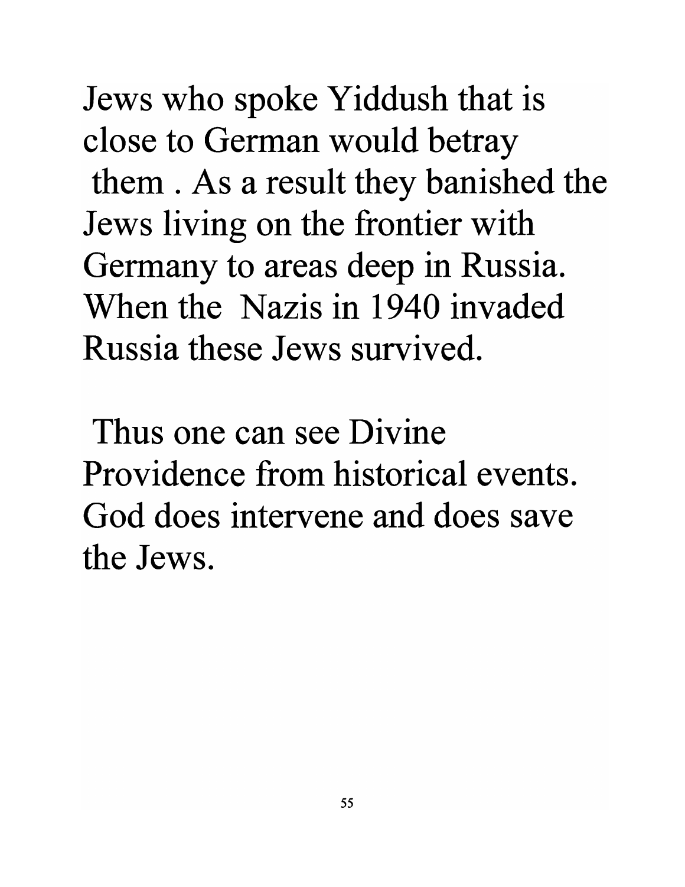Jews who spoke Yiddush that is close to German would betray them . As a result they banished the Jews living on the frontier with Germany to areas deep in Russia. When the Nazis in 1940 invaded Russia these Jews survived.

Thus one can see Divine Providence from historical events. God does intervene and does save the Jews.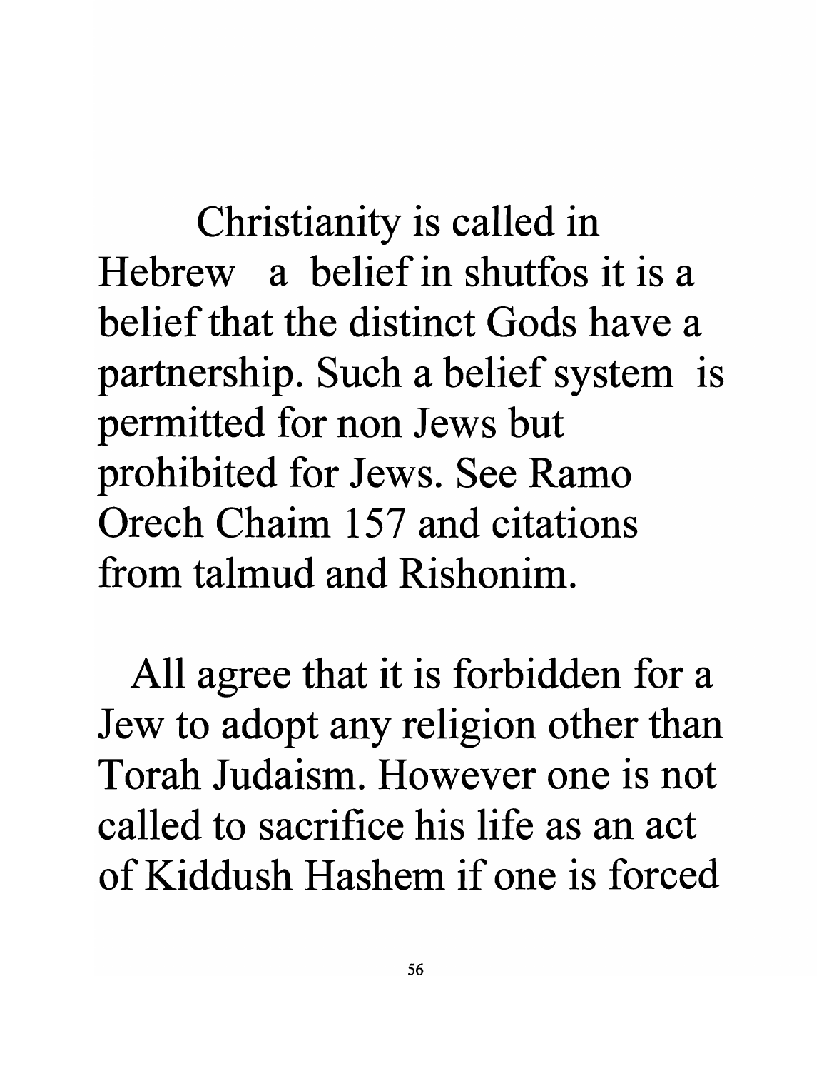Christianity is called in Hebrew a belief in shutfos it is a belief that the distinct Gods have a partnership. Such a belief system is permitted for non Jews but prohibited for Jews. See Ramo Orech Chaim 157 and citations from talmud and Rishonim.

All agree that it is forbidden for a Jew to adopt any religion other than Torah Judaism. However one is not called to sacrifice his life as an act of Kiddush Hashem if one is forced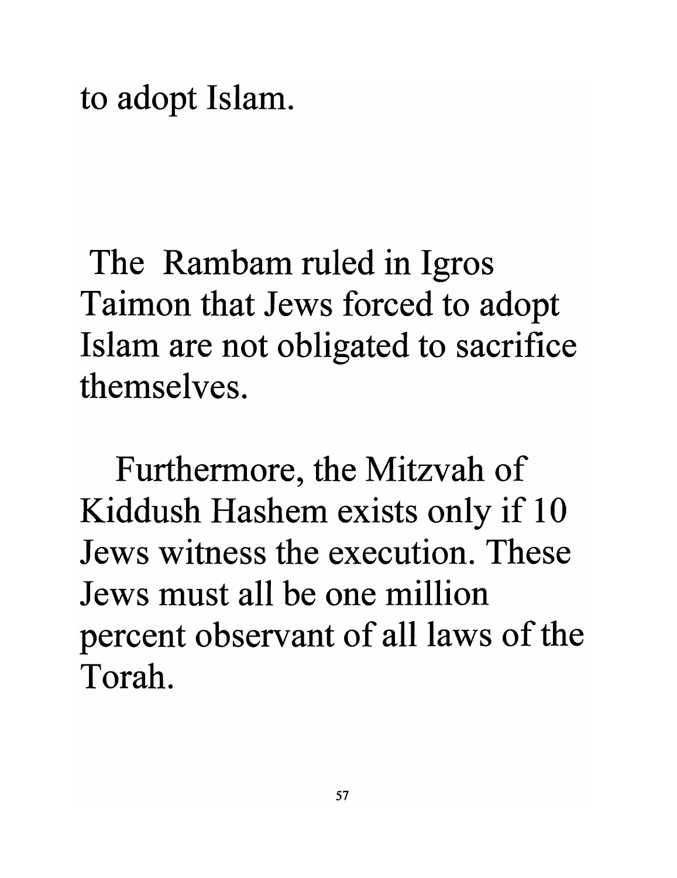to adopt Islam.

The Rambam ruled in Igros Taimon that Jews forced to adopt Islam are not obligated to sacrifice themselves.

Furthermore, the Mitzvah of Kiddush Hashem exists only if 10 Jews witness the execution. These Jews must all be one million percent observant of all laws of the Torah.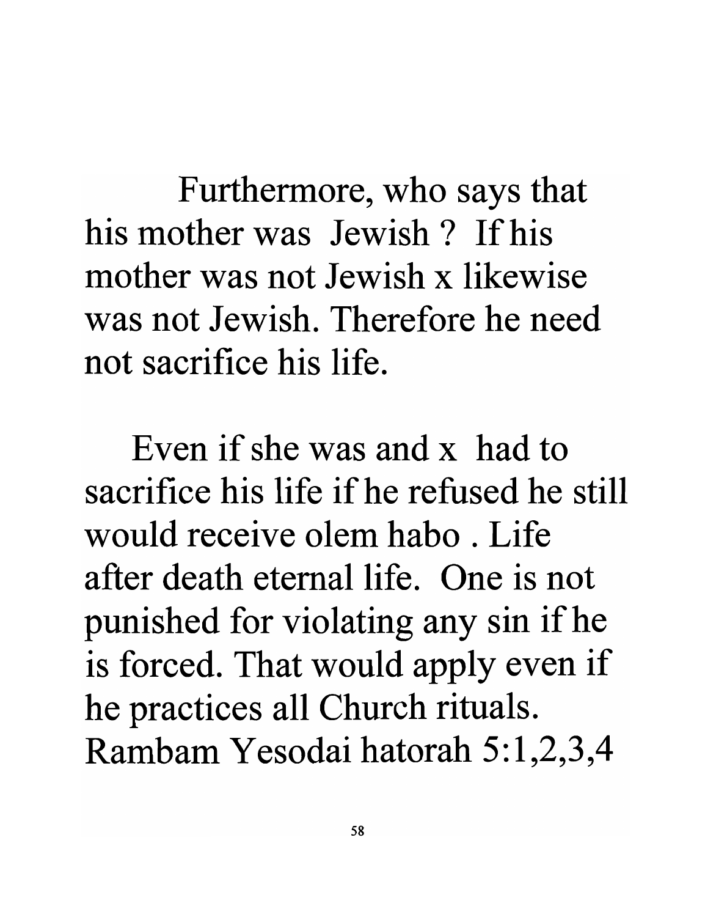Furthermore, who says that his mother was Jewish ? If his mother was not Jewish x likewise was not Jewish. Therefore he need not sacrifice his life.

Even if she was and x had to sacrifice his life if he refused he still would receive olem habo . Life after death eternal life. One is not punished for violating any sin if he is forced. That would apply even if he practices all Church rituals. Rambam Yesodai hatorah 5:1,2,3,4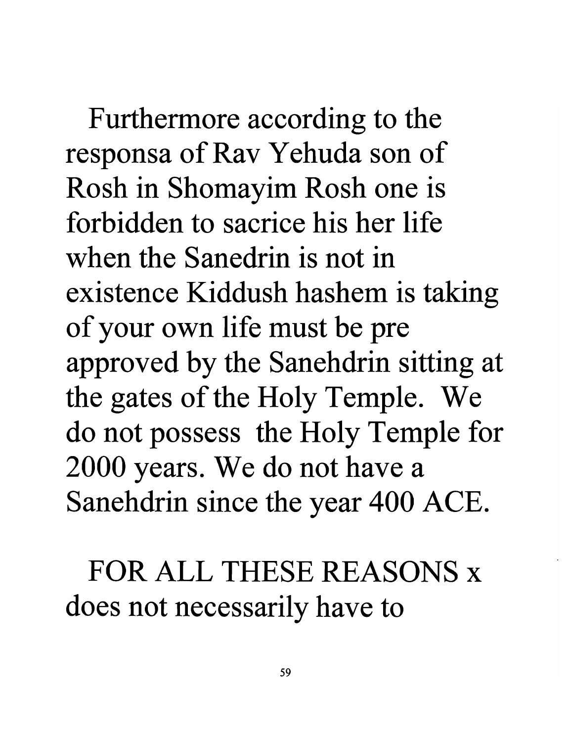Furthermore according to the responsa of Rav Yehuda son of Rosh in Shomayim Rosh one is forbidden to sacrice his her life when the Sanedrin is not in existence Kiddush hashem is taking of your own life must be pre approved by the Sanehdrin sitting at the gates of the Holy Temple. We do not possess the Holy Temple for 2000 years. We do not have a Sanehdrin since the year 400 ACE.

FOR ALL THESE REASONS x does not necessarily have to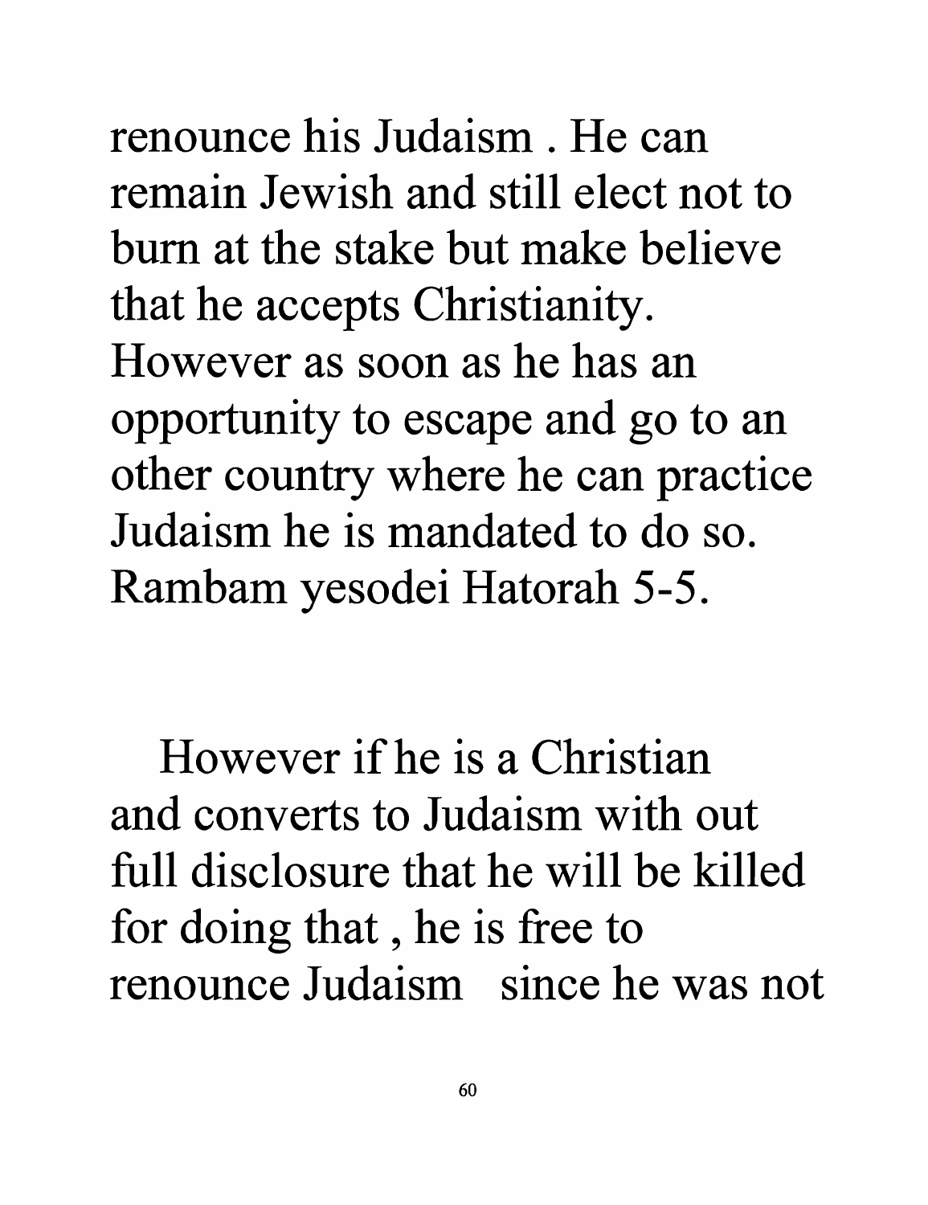renounce his Judaism . He can remain Jewish and still elect not to burn at the stake but make believe that he accepts Christianity. However as soon as he has an opportunity to escape and go to an other country where he can practice Judaism he is mandated to do so. Rambam yesodei Hatorah 5-5.

However if he is a Christian and converts to Judaism with out full disclosure that he will be killed for doing that , he is free to renounce Judaism since he was not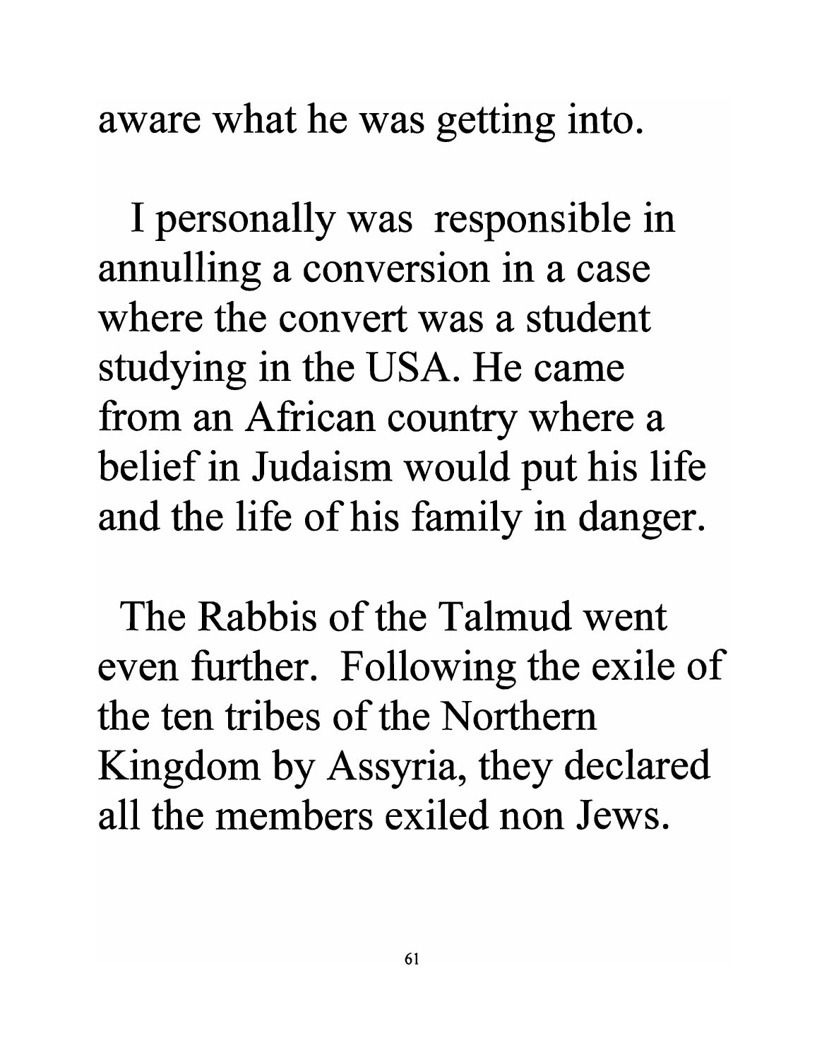aware what he was getting into.

I personally was responsible in annulling a conversion in a case where the convert was a student studying in the USA. He came from an African country where a belief in Judaism would put his life and the life of his family in danger.

The Rabbis of the Talmud went even further. Following the exile of the ten tribes of the Northern Kingdom by Assyria, they declared all the members exiled non Jews.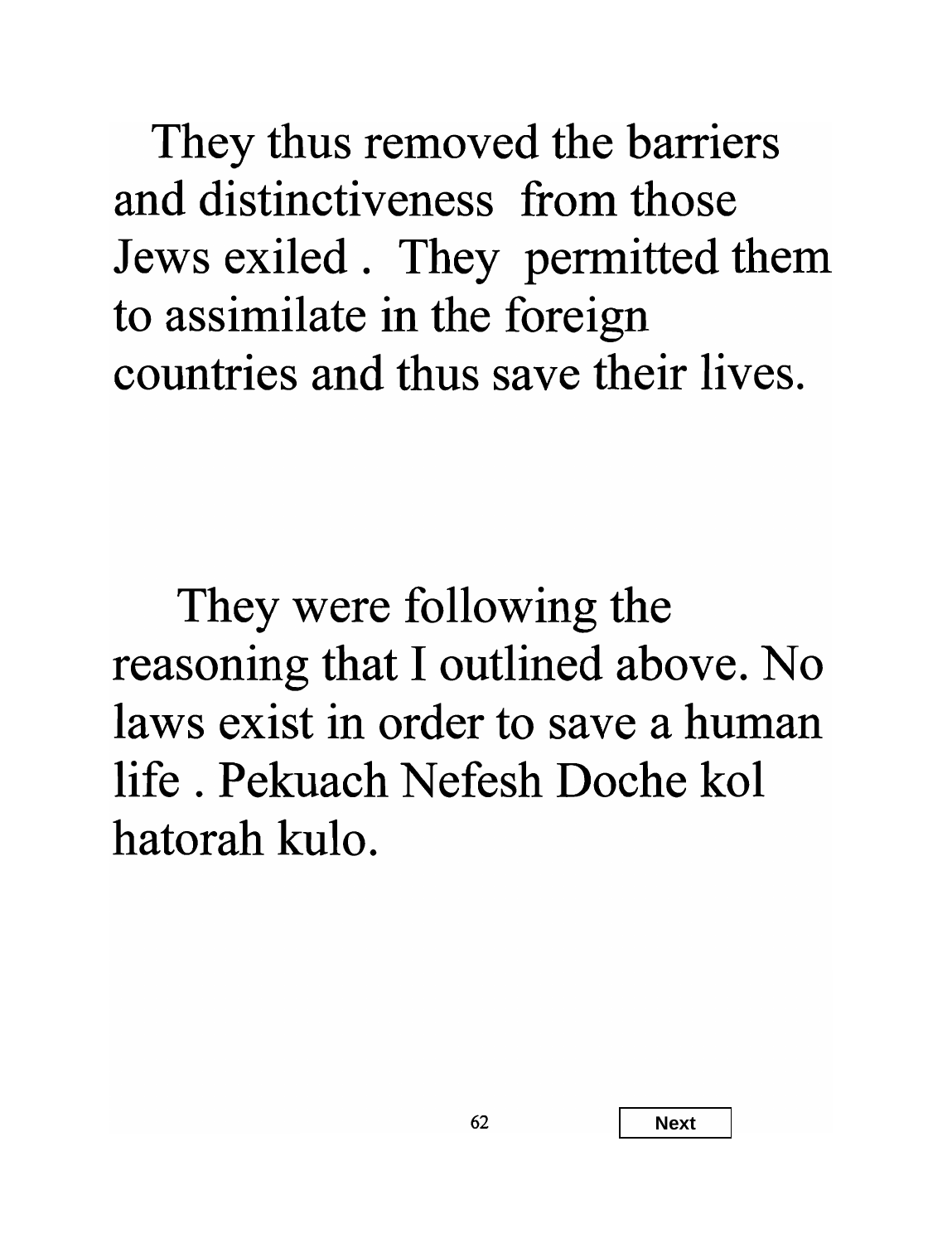They thus removed the barriers and distinctiveness from those Jews exiled . They permitted them to assimilate in the foreign countries and thus save their lives.

They were following the reasoning that I outlined above. No laws exist in order to save a human life . Pekuach Nefesh Doche kol hatorah kulo.